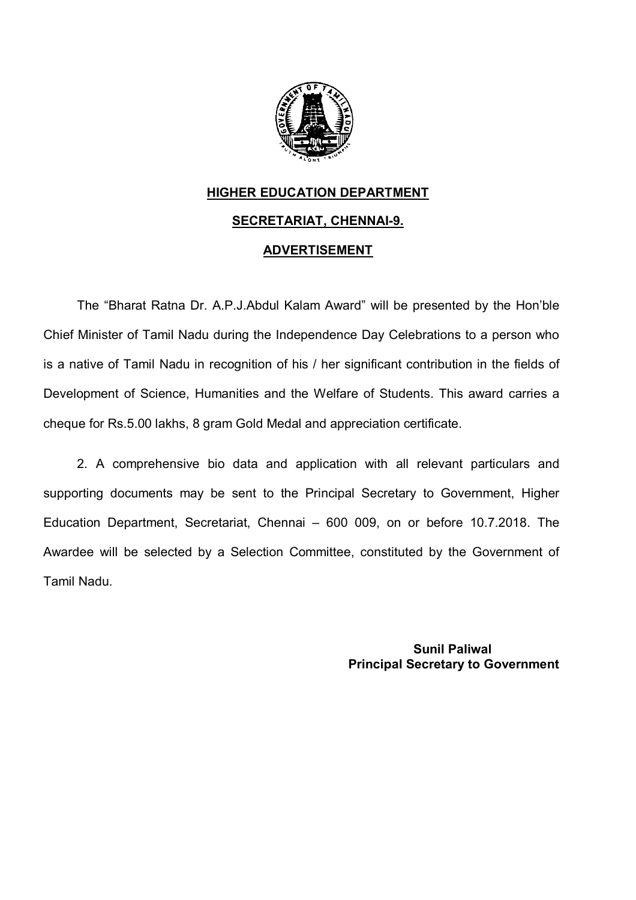**HIGHER EDUCATION DEPARTMENT**

**SECRETARIAT, CHENNAI-9.**

**ADVERTISEMENT**

The "Bharat Ratna Dr. A.P.J.Abdul Kalam Award" will be presented by the Hon'ble Chief Minister of Tamil Nadu during the Independence Day Celebrations to a person who is a native of Tamil Nadu in recognition of his / her significant contribution in the fields of Development of Science, Humanities and the Welfare of Students. This award carries a cheque for Rs.5.00 lakhs, 8 gram Gold Medal and appreciation certificate.

2. A comprehensive bio data and application with all relevant particulars and supporting documents may be sent to the Principal Secretary to Government, Higher Education Department, Secretariat, Chennai – 600 009, on or before 10.7.2018. The Awardee will be selected by a Selection Committee, constituted by the Government of Tamil Nadu.

**Sunil Paliwal**
**Principal Secretary to Government**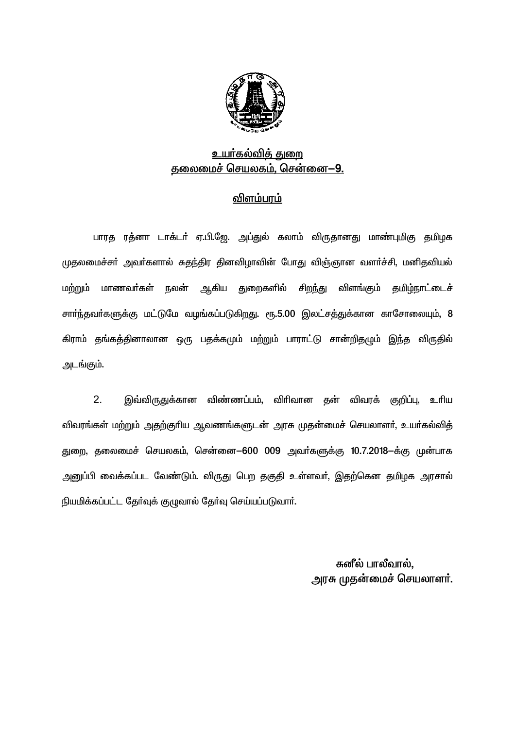<u>உயர்கல்வித் துறை</u>
<u>தலைமைச் செயலகம், சென்னை–9.</u>

<u>விளம்பரம்</u>

பாரத ரத்னா டாக்டர் ஏ.பி.ஜே. அப்துல் கலாம் விருதானது மாண்புமிகு தமிழக முதலமைச்சர் அவர்களால் சுதந்திர தினவிழாவின் போது விஞ்ஞான வளர்ச்சி, மனிதவியல் மற்றும் மாணவர்கள் நலன் ஆகிய துறைகளில் சிறந்து விளங்கும் தமிழ்நாட்டைச் சார்ந்தவர்களுக்கு மட்டுமே வழங்கப்படுகிறது. ரூ.5.00 இலட்சத்துக்கான காசோலையும், 8 கிராம் தங்கத்தினாலான ஒரு பதக்கமும் மற்றும் பாராட்டு சான்றிதழும் இந்த விருதில் அடங்கும்.

2. இவ்விருதுக்கான விண்ணப்பம், விரிவான தன் விவரக் குறிப்பு, உரிய விவரங்கள் மற்றும் அதற்குரிய ஆவணங்களுடன் அரசு முதன்மைச் செயலாளர், உயர்கல்வித் துறை, தலைமைச் செயலகம், சென்னை–600 009 அவர்களுக்கு 10.7.2018–க்கு முன்பாக அனுப்பி வைக்கப்பட வேண்டும். விருது பெற தகுதி உள்ளவர், இதற்கென தமிழக அரசால் நியமிக்கப்பட்ட தேர்வுக் குழுவால் தேர்வு செய்யப்படுவார்.

**சுனீல் பாலீவால்,**
**அரசு முதன்மைச் செயலாளர்.**